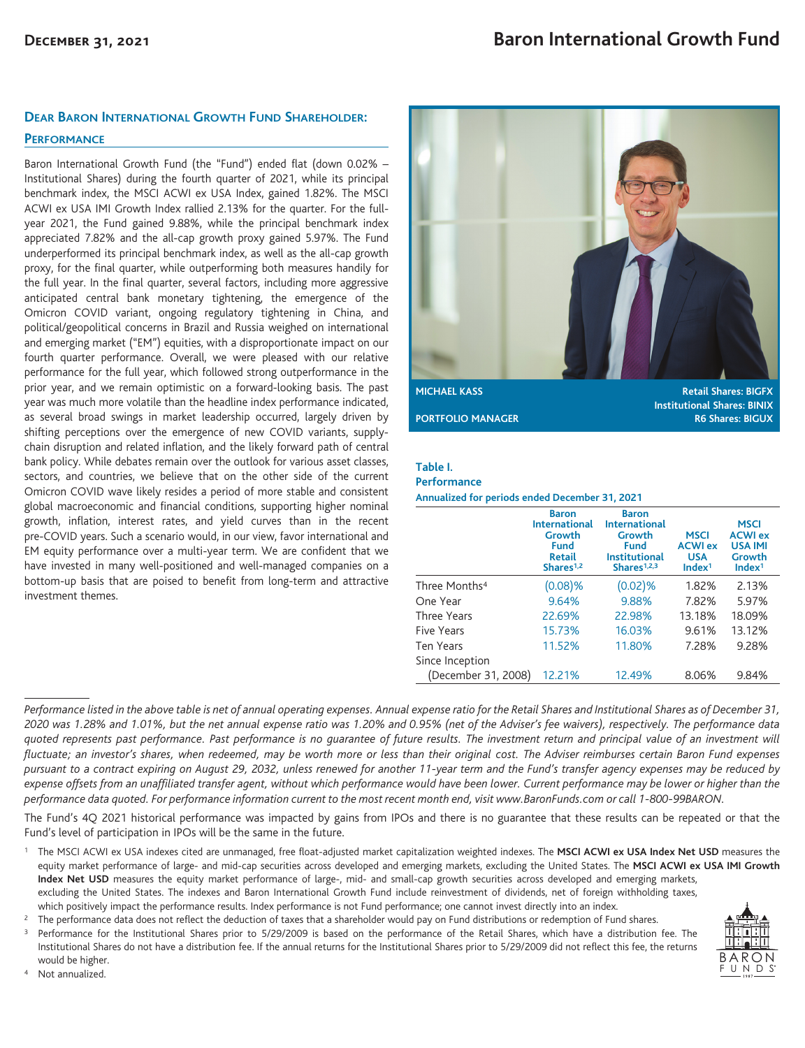# Baron International Growth Fund

December 31, 2021

## Dear Baron International Growth Fund Shareholder:

### Performance

Baron International Growth Fund (the "Fund") ended flat (down 0.02% – Institutional Shares) during the fourth quarter of 2021, while its principal benchmark index, the MSCI ACWI ex USA Index, gained 1.82%. The MSCI ACWI ex USA IMI Growth Index rallied 2.13% for the quarter. For the full-year 2021, the Fund gained 9.88%, while the principal benchmark index appreciated 7.82% and the all-cap growth proxy gained 5.97%. The Fund underperformed its principal benchmark index, as well as the all-cap growth proxy, for the final quarter, while outperforming both measures handily for the full year. In the final quarter, several factors, including more aggressive anticipated central bank monetary tightening, the emergence of the Omicron COVID variant, ongoing regulatory tightening in China, and political/geopolitical concerns in Brazil and Russia weighed on international and emerging market ("EM") equities, with a disproportionate impact on our fourth quarter performance. Overall, we were pleased with our relative performance for the full year, which followed strong outperformance in the prior year, and we remain optimistic on a forward-looking basis. The past year was much more volatile than the headline index performance indicated, as several broad swings in market leadership occurred, largely driven by shifting perceptions over the emergence of new COVID variants, supply-chain disruption and related inflation, and the likely forward path of central bank policy. While debates remain over the outlook for various asset classes, sectors, and countries, we believe that on the other side of the current Omicron COVID wave likely resides a period of more stable and consistent global macroeconomic and financial conditions, supporting higher nominal growth, inflation, interest rates, and yield curves than in the recent pre-COVID years. Such a scenario would, in our view, favor international and EM equity performance over a multi-year term. We are confident that we have invested in many well-positioned and well-managed companies on a bottom-up basis that are poised to benefit from long-term and attractive investment themes.

**MICHAEL KASS**
**PORTFOLIO MANAGER**

**Retail Shares: BIGFX**
**Institutional Shares: BINIX**
**R6 Shares: BIGUX**

**Table I.**
**Performance**
**Annualized for periods ended December 31, 2021**

| | Baron International Growth Fund Retail Shares[1,2] | Baron International Growth Fund Institutional Shares[1,2,3] | MSCI ACWI ex USA Index[1] | MSCI ACWI ex USA IMI Growth Index[1] |
|---|---|---|---|---|
| Three Months[4] | (0.08)% | (0.02)% | 1.82% | 2.13% |
| One Year | 9.64% | 9.88% | 7.82% | 5.97% |
| Three Years | 22.69% | 22.98% | 13.18% | 18.09% |
| Five Years | 15.73% | 16.03% | 9.61% | 13.12% |
| Ten Years | 11.52% | 11.80% | 7.28% | 9.28% |
| Since Inception (December 31, 2008) | 12.21% | 12.49% | 8.06% | 9.84% |

*Performance listed in the above table is net of annual operating expenses. Annual expense ratio for the Retail Shares and Institutional Shares as of December 31, 2020 was 1.28% and 1.01%, but the net annual expense ratio was 1.20% and 0.95% (net of the Adviser's fee waivers), respectively. The performance data quoted represents past performance. Past performance is no guarantee of future results. The investment return and principal value of an investment will fluctuate; an investor's shares, when redeemed, may be worth more or less than their original cost. The Adviser reimburses certain Baron Fund expenses pursuant to a contract expiring on August 29, 2032, unless renewed for another 11-year term and the Fund's transfer agency expenses may be reduced by expense offsets from an unaffiliated transfer agent, without which performance would have been lower. Current performance may be lower or higher than the performance data quoted. For performance information current to the most recent month end, visit www.BaronFunds.com or call 1-800-99BARON.*

The Fund's 4Q 2021 historical performance was impacted by gains from IPOs and there is no guarantee that these results can be repeated or that the Fund's level of participation in IPOs will be the same in the future.

1. The MSCI ACWI ex USA indexes cited are unmanaged, free float-adjusted market capitalization weighted indexes. The **MSCI ACWI ex USA Index Net USD** measures the equity market performance of large- and mid-cap securities across developed and emerging markets, excluding the United States. The **MSCI ACWI ex USA IMI Growth Index Net USD** measures the equity market performance of large-, mid- and small-cap growth securities across developed and emerging markets, excluding the United States. The indexes and Baron International Growth Fund include reinvestment of dividends, net of foreign withholding taxes, which positively impact the performance results. Index performance is not Fund performance; one cannot invest directly into an index.
2. The performance data does not reflect the deduction of taxes that a shareholder would pay on Fund distributions or redemption of Fund shares.
3. Performance for the Institutional Shares prior to 5/29/2009 is based on the performance of the Retail Shares, which have a distribution fee. The Institutional Shares do not have a distribution fee. If the annual returns for the Institutional Shares prior to 5/29/2009 did not reflect this fee, the returns would be higher.
4. Not annualized.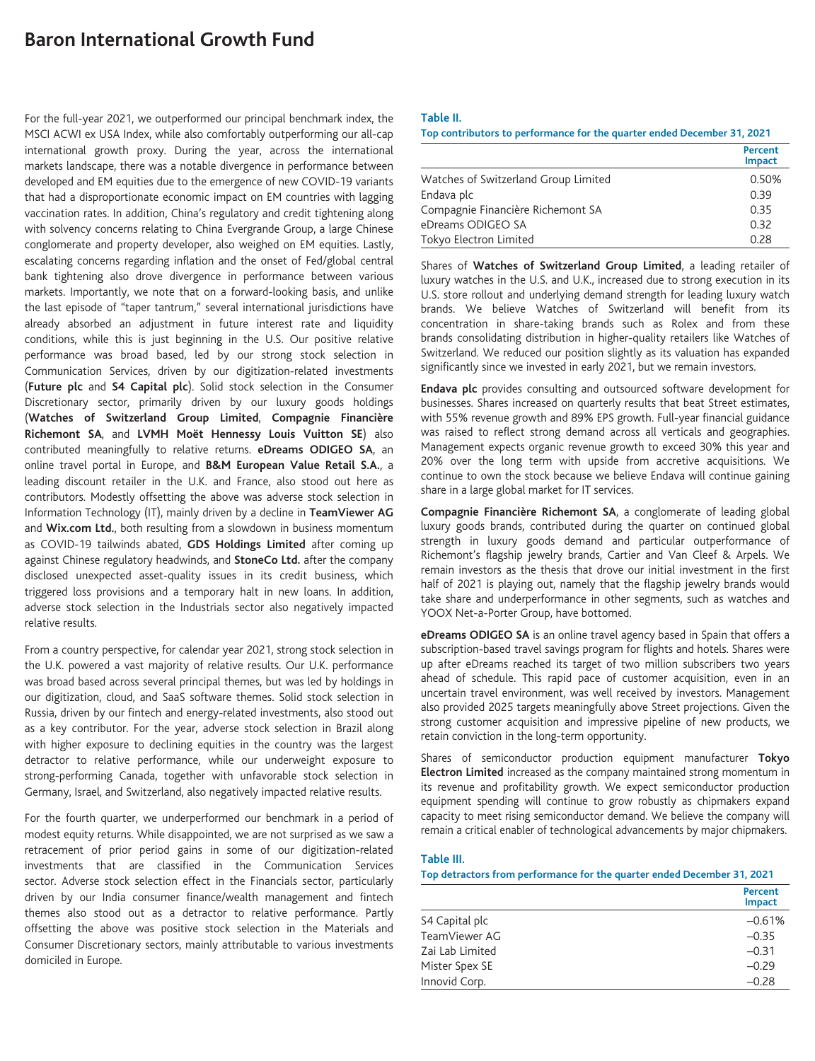# Baron International Growth Fund

For the full-year 2021, we outperformed our principal benchmark index, the MSCI ACWI ex USA Index, while also comfortably outperforming our all-cap international growth proxy. During the year, across the international markets landscape, there was a notable divergence in performance between developed and EM equities due to the emergence of new COVID-19 variants that had a disproportionate economic impact on EM countries with lagging vaccination rates. In addition, China's regulatory and credit tightening along with solvency concerns relating to China Evergrande Group, a large Chinese conglomerate and property developer, also weighed on EM equities. Lastly, escalating concerns regarding inflation and the onset of Fed/global central bank tightening also drove divergence in performance between various markets. Importantly, we note that on a forward-looking basis, and unlike the last episode of "taper tantrum," several international jurisdictions have already absorbed an adjustment in future interest rate and liquidity conditions, while this is just beginning in the U.S. Our positive relative performance was broad based, led by our strong stock selection in Communication Services, driven by our digitization-related investments (**Future plc** and **S4 Capital plc**). Solid stock selection in the Consumer Discretionary sector, primarily driven by our luxury goods holdings (**Watches of Switzerland Group Limited**, **Compagnie Financière Richemont SA**, and **LVMH Moët Hennessy Louis Vuitton SE**) also contributed meaningfully to relative returns. **eDreams ODIGEO SA**, an online travel portal in Europe, and **B&M European Value Retail S.A.**, a leading discount retailer in the U.K. and France, also stood out here as contributors. Modestly offsetting the above was adverse stock selection in Information Technology (IT), mainly driven by a decline in **TeamViewer AG** and **Wix.com Ltd.**, both resulting from a slowdown in business momentum as COVID-19 tailwinds abated, **GDS Holdings Limited** after coming up against Chinese regulatory headwinds, and **StoneCo Ltd.** after the company disclosed unexpected asset-quality issues in its credit business, which triggered loss provisions and a temporary halt in new loans. In addition, adverse stock selection in the Industrials sector also negatively impacted relative results.

From a country perspective, for calendar year 2021, strong stock selection in the U.K. powered a vast majority of relative results. Our U.K. performance was broad based across several principal themes, but was led by holdings in our digitization, cloud, and SaaS software themes. Solid stock selection in Russia, driven by our fintech and energy-related investments, also stood out as a key contributor. For the year, adverse stock selection in Brazil along with higher exposure to declining equities in the country was the largest detractor to relative performance, while our underweight exposure to strong-performing Canada, together with unfavorable stock selection in Germany, Israel, and Switzerland, also negatively impacted relative results.

For the fourth quarter, we underperformed our benchmark in a period of modest equity returns. While disappointed, we are not surprised as we saw a retracement of prior period gains in some of our digitization-related investments that are classified in the Communication Services sector. Adverse stock selection effect in the Financials sector, particularly driven by our India consumer finance/wealth management and fintech themes also stood out as a detractor to relative performance. Partly offsetting the above was positive stock selection in the Materials and Consumer Discretionary sectors, mainly attributable to various investments domiciled in Europe.

**Table II.**
**Top contributors to performance for the quarter ended December 31, 2021**

| | Percent Impact |
|---|---|
| Watches of Switzerland Group Limited | 0.50% |
| Endava plc | 0.39 |
| Compagnie Financière Richemont SA | 0.35 |
| eDreams ODIGEO SA | 0.32 |
| Tokyo Electron Limited | 0.28 |

Shares of **Watches of Switzerland Group Limited**, a leading retailer of luxury watches in the U.S. and U.K., increased due to strong execution in its U.S. store rollout and underlying demand strength for leading luxury watch brands. We believe Watches of Switzerland will benefit from its concentration in share-taking brands such as Rolex and from these brands consolidating distribution in higher-quality retailers like Watches of Switzerland. We reduced our position slightly as its valuation has expanded significantly since we invested in early 2021, but we remain investors.

**Endava plc** provides consulting and outsourced software development for businesses. Shares increased on quarterly results that beat Street estimates, with 55% revenue growth and 89% EPS growth. Full-year financial guidance was raised to reflect strong demand across all verticals and geographies. Management expects organic revenue growth to exceed 30% this year and 20% over the long term with upside from accretive acquisitions. We continue to own the stock because we believe Endava will continue gaining share in a large global market for IT services.

**Compagnie Financière Richemont SA**, a conglomerate of leading global luxury goods brands, contributed during the quarter on continued global strength in luxury goods demand and particular outperformance of Richemont's flagship jewelry brands, Cartier and Van Cleef & Arpels. We remain investors as the thesis that drove our initial investment in the first half of 2021 is playing out, namely that the flagship jewelry brands would take share and underperformance in other segments, such as watches and YOOX Net-a-Porter Group, have bottomed.

**eDreams ODIGEO SA** is an online travel agency based in Spain that offers a subscription-based travel savings program for flights and hotels. Shares were up after eDreams reached its target of two million subscribers two years ahead of schedule. This rapid pace of customer acquisition, even in an uncertain travel environment, was well received by investors. Management also provided 2025 targets meaningfully above Street projections. Given the strong customer acquisition and impressive pipeline of new products, we retain conviction in the long-term opportunity.

Shares of semiconductor production equipment manufacturer **Tokyo Electron Limited** increased as the company maintained strong momentum in its revenue and profitability growth. We expect semiconductor production equipment spending will continue to grow robustly as chipmakers expand capacity to meet rising semiconductor demand. We believe the company will remain a critical enabler of technological advancements by major chipmakers.

**Table III.**
**Top detractors from performance for the quarter ended December 31, 2021**

| | Percent Impact |
|---|---|
| S4 Capital plc | –0.61% |
| TeamViewer AG | –0.35 |
| Zai Lab Limited | –0.31 |
| Mister Spex SE | –0.29 |
| Innovid Corp. | –0.28 |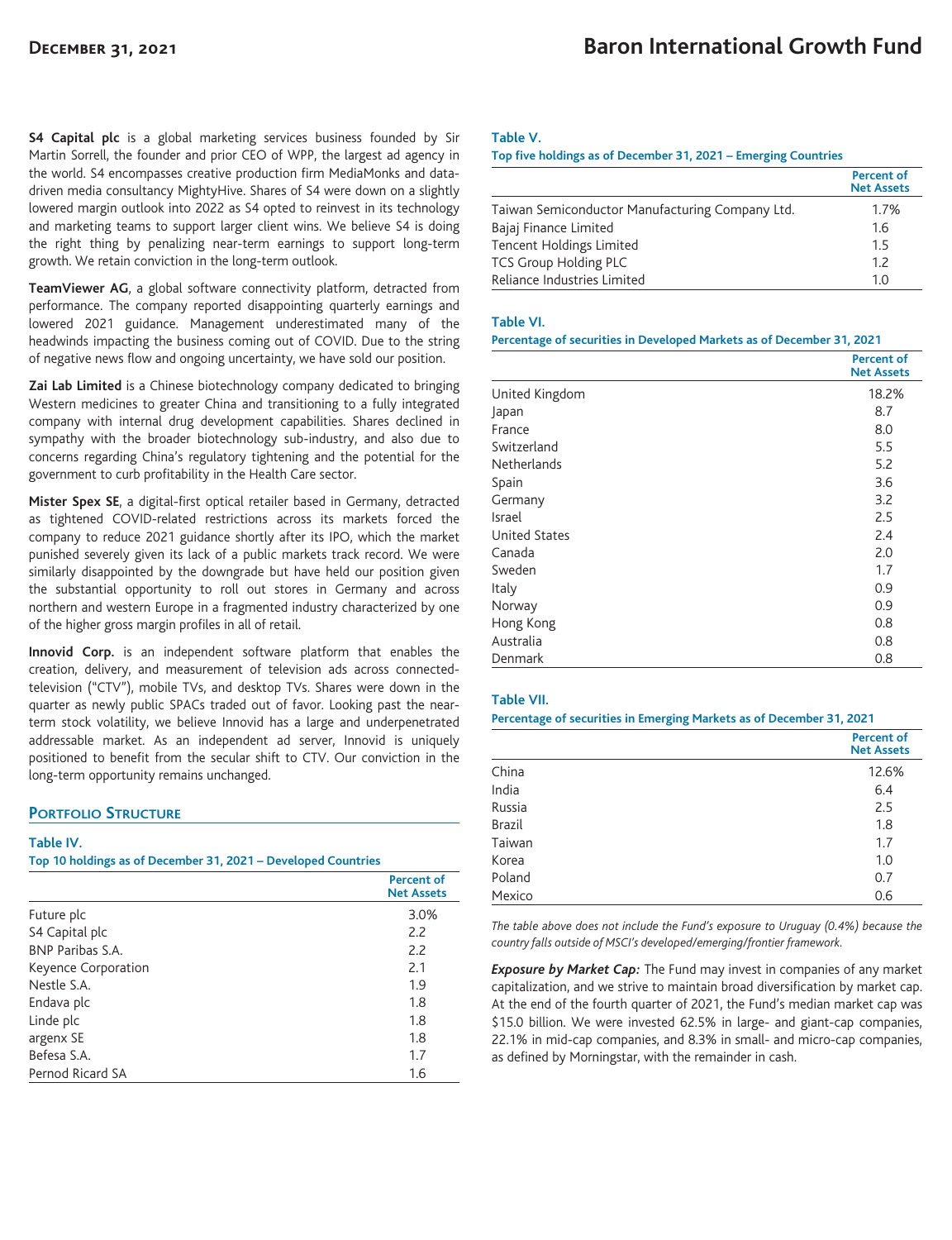**S4 Capital plc** is a global marketing services business founded by Sir Martin Sorrell, the founder and prior CEO of WPP, the largest ad agency in the world. S4 encompasses creative production firm MediaMonks and data-driven media consultancy MightyHive. Shares of S4 were down on a slightly lowered margin outlook into 2022 as S4 opted to reinvest in its technology and marketing teams to support larger client wins. We believe S4 is doing the right thing by penalizing near-term earnings to support long-term growth. We retain conviction in the long-term outlook.

**TeamViewer AG**, a global software connectivity platform, detracted from performance. The company reported disappointing quarterly earnings and lowered 2021 guidance. Management underestimated many of the headwinds impacting the business coming out of COVID. Due to the string of negative news flow and ongoing uncertainty, we have sold our position.

**Zai Lab Limited** is a Chinese biotechnology company dedicated to bringing Western medicines to greater China and transitioning to a fully integrated company with internal drug development capabilities. Shares declined in sympathy with the broader biotechnology sub-industry, and also due to concerns regarding China's regulatory tightening and the potential for the government to curb profitability in the Health Care sector.

**Mister Spex SE**, a digital-first optical retailer based in Germany, detracted as tightened COVID-related restrictions across its markets forced the company to reduce 2021 guidance shortly after its IPO, which the market punished severely given its lack of a public markets track record. We were similarly disappointed by the downgrade but have held our position given the substantial opportunity to roll out stores in Germany and across northern and western Europe in a fragmented industry characterized by one of the higher gross margin profiles in all of retail.

**Innovid Corp.** is an independent software platform that enables the creation, delivery, and measurement of television ads across connected-television ("CTV"), mobile TVs, and desktop TVs. Shares were down in the quarter as newly public SPACs traded out of favor. Looking past the near-term stock volatility, we believe Innovid has a large and underpenetrated addressable market. As an independent ad server, Innovid is uniquely positioned to benefit from the secular shift to CTV. Our conviction in the long-term opportunity remains unchanged.

## Portfolio Structure

**Table IV.**
**Top 10 holdings as of December 31, 2021 – Developed Countries**

| | Percent of Net Assets |
|---|---|
| Future plc | 3.0% |
| S4 Capital plc | 2.2 |
| BNP Paribas S.A. | 2.2 |
| Keyence Corporation | 2.1 |
| Nestle S.A. | 1.9 |
| Endava plc | 1.8 |
| Linde plc | 1.8 |
| argenx SE | 1.8 |
| Befesa S.A. | 1.7 |
| Pernod Ricard SA | 1.6 |

**Table V.**
**Top five holdings as of December 31, 2021 – Emerging Countries**

| | Percent of Net Assets |
|---|---|
| Taiwan Semiconductor Manufacturing Company Ltd. | 1.7% |
| Bajaj Finance Limited | 1.6 |
| Tencent Holdings Limited | 1.5 |
| TCS Group Holding PLC | 1.2 |
| Reliance Industries Limited | 1.0 |

**Table VI.**
**Percentage of securities in Developed Markets as of December 31, 2021**

| | Percent of Net Assets |
|---|---|
| United Kingdom | 18.2% |
| Japan | 8.7 |
| France | 8.0 |
| Switzerland | 5.5 |
| Netherlands | 5.2 |
| Spain | 3.6 |
| Germany | 3.2 |
| Israel | 2.5 |
| United States | 2.4 |
| Canada | 2.0 |
| Sweden | 1.7 |
| Italy | 0.9 |
| Norway | 0.9 |
| Hong Kong | 0.8 |
| Australia | 0.8 |
| Denmark | 0.8 |

**Table VII.**
**Percentage of securities in Emerging Markets as of December 31, 2021**

| | Percent of Net Assets |
|---|---|
| China | 12.6% |
| India | 6.4 |
| Russia | 2.5 |
| Brazil | 1.8 |
| Taiwan | 1.7 |
| Korea | 1.0 |
| Poland | 0.7 |
| Mexico | 0.6 |

*The table above does not include the Fund's exposure to Uruguay (0.4%) because the country falls outside of MSCI's developed/emerging/frontier framework.*

***Exposure by Market Cap:*** The Fund may invest in companies of any market capitalization, and we strive to maintain broad diversification by market cap. At the end of the fourth quarter of 2021, the Fund's median market cap was $15.0 billion. We were invested 62.5% in large- and giant-cap companies, 22.1% in mid-cap companies, and 8.3% in small- and micro-cap companies, as defined by Morningstar, with the remainder in cash.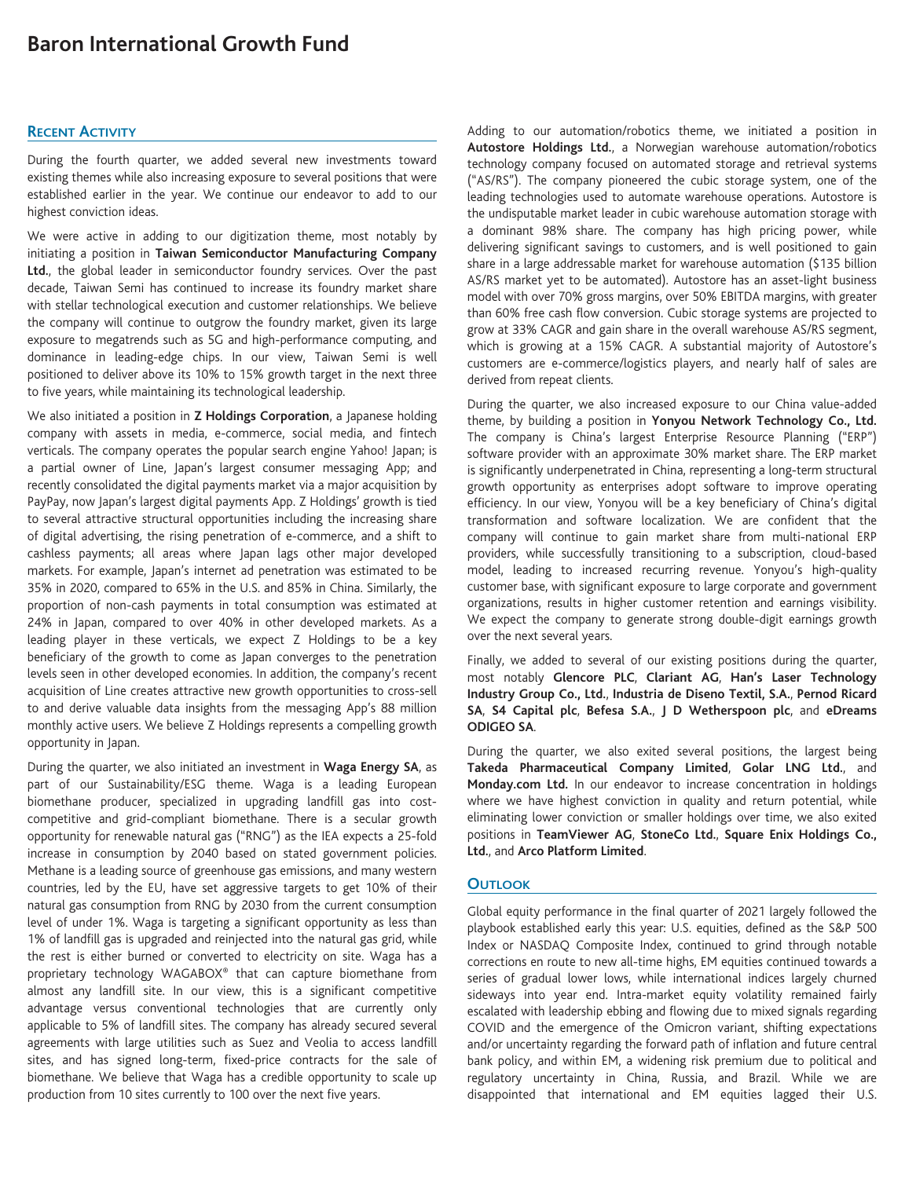# Baron International Growth Fund

## Recent Activity

During the fourth quarter, we added several new investments toward existing themes while also increasing exposure to several positions that were established earlier in the year. We continue our endeavor to add to our highest conviction ideas.

We were active in adding to our digitization theme, most notably by initiating a position in **Taiwan Semiconductor Manufacturing Company Ltd.**, the global leader in semiconductor foundry services. Over the past decade, Taiwan Semi has continued to increase its foundry market share with stellar technological execution and customer relationships. We believe the company will continue to outgrow the foundry market, given its large exposure to megatrends such as 5G and high-performance computing, and dominance in leading-edge chips. In our view, Taiwan Semi is well positioned to deliver above its 10% to 15% growth target in the next three to five years, while maintaining its technological leadership.

We also initiated a position in **Z Holdings Corporation**, a Japanese holding company with assets in media, e-commerce, social media, and fintech verticals. The company operates the popular search engine Yahoo! Japan; is a partial owner of Line, Japan's largest consumer messaging App; and recently consolidated the digital payments market via a major acquisition by PayPay, now Japan's largest digital payments App. Z Holdings' growth is tied to several attractive structural opportunities including the increasing share of digital advertising, the rising penetration of e-commerce, and a shift to cashless payments; all areas where Japan lags other major developed markets. For example, Japan's internet ad penetration was estimated to be 35% in 2020, compared to 65% in the U.S. and 85% in China. Similarly, the proportion of non-cash payments in total consumption was estimated at 24% in Japan, compared to over 40% in other developed markets. As a leading player in these verticals, we expect Z Holdings to be a key beneficiary of the growth to come as Japan converges to the penetration levels seen in other developed economies. In addition, the company's recent acquisition of Line creates attractive new growth opportunities to cross-sell to and derive valuable data insights from the messaging App's 88 million monthly active users. We believe Z Holdings represents a compelling growth opportunity in Japan.

During the quarter, we also initiated an investment in **Waga Energy SA**, as part of our Sustainability/ESG theme. Waga is a leading European biomethane producer, specialized in upgrading landfill gas into cost-competitive and grid-compliant biomethane. There is a secular growth opportunity for renewable natural gas ("RNG") as the IEA expects a 25-fold increase in consumption by 2040 based on stated government policies. Methane is a leading source of greenhouse gas emissions, and many western countries, led by the EU, have set aggressive targets to get 10% of their natural gas consumption from RNG by 2030 from the current consumption level of under 1%. Waga is targeting a significant opportunity as less than 1% of landfill gas is upgraded and reinjected into the natural gas grid, while the rest is either burned or converted to electricity on site. Waga has a proprietary technology WAGABOX® that can capture biomethane from almost any landfill site. In our view, this is a significant competitive advantage versus conventional technologies that are currently only applicable to 5% of landfill sites. The company has already secured several agreements with large utilities such as Suez and Veolia to access landfill sites, and has signed long-term, fixed-price contracts for the sale of biomethane. We believe that Waga has a credible opportunity to scale up production from 10 sites currently to 100 over the next five years.

Adding to our automation/robotics theme, we initiated a position in **Autostore Holdings Ltd.**, a Norwegian warehouse automation/robotics technology company focused on automated storage and retrieval systems ("AS/RS"). The company pioneered the cubic storage system, one of the leading technologies used to automate warehouse operations. Autostore is the undisputable market leader in cubic warehouse automation storage with a dominant 98% share. The company has high pricing power, while delivering significant savings to customers, and is well positioned to gain share in a large addressable market for warehouse automation ($135 billion AS/RS market yet to be automated). Autostore has an asset-light business model with over 70% gross margins, over 50% EBITDA margins, with greater than 60% free cash flow conversion. Cubic storage systems are projected to grow at 33% CAGR and gain share in the overall warehouse AS/RS segment, which is growing at a 15% CAGR. A substantial majority of Autostore's customers are e-commerce/logistics players, and nearly half of sales are derived from repeat clients.

During the quarter, we also increased exposure to our China value-added theme, by building a position in **Yonyou Network Technology Co., Ltd.** The company is China's largest Enterprise Resource Planning ("ERP") software provider with an approximate 30% market share. The ERP market is significantly underpenetrated in China, representing a long-term structural growth opportunity as enterprises adopt software to improve operating efficiency. In our view, Yonyou will be a key beneficiary of China's digital transformation and software localization. We are confident that the company will continue to gain market share from multi-national ERP providers, while successfully transitioning to a subscription, cloud-based model, leading to increased recurring revenue. Yonyou's high-quality customer base, with significant exposure to large corporate and government organizations, results in higher customer retention and earnings visibility. We expect the company to generate strong double-digit earnings growth over the next several years.

Finally, we added to several of our existing positions during the quarter, most notably **Glencore PLC**, **Clariant AG**, **Han's Laser Technology Industry Group Co., Ltd.**, **Industria de Diseno Textil, S.A.**, **Pernod Ricard SA**, **S4 Capital plc**, **Befesa S.A.**, **J D Wetherspoon plc**, and **eDreams ODIGEO SA**.

During the quarter, we also exited several positions, the largest being **Takeda Pharmaceutical Company Limited**, **Golar LNG Ltd.**, and **Monday.com Ltd.** In our endeavor to increase concentration in holdings where we have highest conviction in quality and return potential, while eliminating lower conviction or smaller holdings over time, we also exited positions in **TeamViewer AG**, **StoneCo Ltd.**, **Square Enix Holdings Co., Ltd.**, and **Arco Platform Limited**.

## Outlook

Global equity performance in the final quarter of 2021 largely followed the playbook established early this year: U.S. equities, defined as the S&P 500 Index or NASDAQ Composite Index, continued to grind through notable corrections en route to new all-time highs, EM equities continued towards a series of gradual lower lows, while international indices largely churned sideways into year end. Intra-market equity volatility remained fairly escalated with leadership ebbing and flowing due to mixed signals regarding COVID and the emergence of the Omicron variant, shifting expectations and/or uncertainty regarding the forward path of inflation and future central bank policy, and within EM, a widening risk premium due to political and regulatory uncertainty in China, Russia, and Brazil. While we are disappointed that international and EM equities lagged their U.S.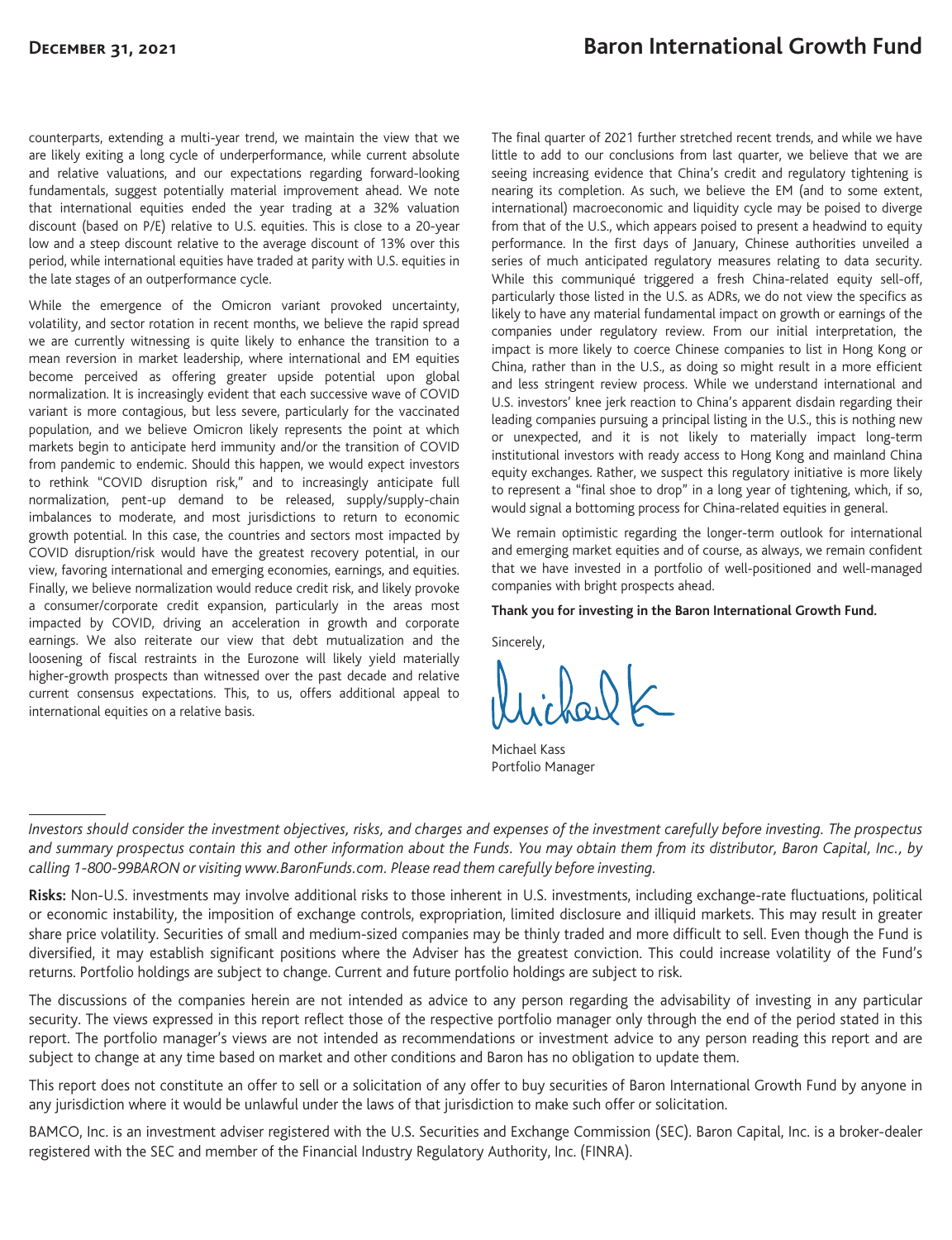counterparts, extending a multi-year trend, we maintain the view that we are likely exiting a long cycle of underperformance, while current absolute and relative valuations, and our expectations regarding forward-looking fundamentals, suggest potentially material improvement ahead. We note that international equities ended the year trading at a 32% valuation discount (based on P/E) relative to U.S. equities. This is close to a 20-year low and a steep discount relative to the average discount of 13% over this period, while international equities have traded at parity with U.S. equities in the late stages of an outperformance cycle.

While the emergence of the Omicron variant provoked uncertainty, volatility, and sector rotation in recent months, we believe the rapid spread we are currently witnessing is quite likely to enhance the transition to a mean reversion in market leadership, where international and EM equities become perceived as offering greater upside potential upon global normalization. It is increasingly evident that each successive wave of COVID variant is more contagious, but less severe, particularly for the vaccinated population, and we believe Omicron likely represents the point at which markets begin to anticipate herd immunity and/or the transition of COVID from pandemic to endemic. Should this happen, we would expect investors to rethink "COVID disruption risk," and to increasingly anticipate full normalization, pent-up demand to be released, supply/supply-chain imbalances to moderate, and most jurisdictions to return to economic growth potential. In this case, the countries and sectors most impacted by COVID disruption/risk would have the greatest recovery potential, in our view, favoring international and emerging economies, earnings, and equities. Finally, we believe normalization would reduce credit risk, and likely provoke a consumer/corporate credit expansion, particularly in the areas most impacted by COVID, driving an acceleration in growth and corporate earnings. We also reiterate our view that debt mutualization and the loosening of fiscal restraints in the Eurozone will likely yield materially higher-growth prospects than witnessed over the past decade and relative current consensus expectations. This, to us, offers additional appeal to international equities on a relative basis.

The final quarter of 2021 further stretched recent trends, and while we have little to add to our conclusions from last quarter, we believe that we are seeing increasing evidence that China's credit and regulatory tightening is nearing its completion. As such, we believe the EM (and to some extent, international) macroeconomic and liquidity cycle may be poised to diverge from that of the U.S., which appears poised to present a headwind to equity performance. In the first days of January, Chinese authorities unveiled a series of much anticipated regulatory measures relating to data security. While this communiqué triggered a fresh China-related equity sell-off, particularly those listed in the U.S. as ADRs, we do not view the specifics as likely to have any material fundamental impact on growth or earnings of the companies under regulatory review. From our initial interpretation, the impact is more likely to coerce Chinese companies to list in Hong Kong or China, rather than in the U.S., as doing so might result in a more efficient and less stringent review process. While we understand international and U.S. investors' knee jerk reaction to China's apparent disdain regarding their leading companies pursuing a principal listing in the U.S., this is nothing new or unexpected, and it is not likely to materially impact long-term institutional investors with ready access to Hong Kong and mainland China equity exchanges. Rather, we suspect this regulatory initiative is more likely to represent a "final shoe to drop" in a long year of tightening, which, if so, would signal a bottoming process for China-related equities in general.

We remain optimistic regarding the longer-term outlook for international and emerging market equities and of course, as always, we remain confident that we have invested in a portfolio of well-positioned and well-managed companies with bright prospects ahead.

**Thank you for investing in the Baron International Growth Fund.**

Sincerely,

Michael Kass
Portfolio Manager

*Investors should consider the investment objectives, risks, and charges and expenses of the investment carefully before investing. The prospectus and summary prospectus contain this and other information about the Funds. You may obtain them from its distributor, Baron Capital, Inc., by calling 1-800-99BARON or visiting www.BaronFunds.com. Please read them carefully before investing.*

**Risks:** Non-U.S. investments may involve additional risks to those inherent in U.S. investments, including exchange-rate fluctuations, political or economic instability, the imposition of exchange controls, expropriation, limited disclosure and illiquid markets. This may result in greater share price volatility. Securities of small and medium-sized companies may be thinly traded and more difficult to sell. Even though the Fund is diversified, it may establish significant positions where the Adviser has the greatest conviction. This could increase volatility of the Fund's returns. Portfolio holdings are subject to change. Current and future portfolio holdings are subject to risk.

The discussions of the companies herein are not intended as advice to any person regarding the advisability of investing in any particular security. The views expressed in this report reflect those of the respective portfolio manager only through the end of the period stated in this report. The portfolio manager's views are not intended as recommendations or investment advice to any person reading this report and are subject to change at any time based on market and other conditions and Baron has no obligation to update them.

This report does not constitute an offer to sell or a solicitation of any offer to buy securities of Baron International Growth Fund by anyone in any jurisdiction where it would be unlawful under the laws of that jurisdiction to make such offer or solicitation.

BAMCO, Inc. is an investment adviser registered with the U.S. Securities and Exchange Commission (SEC). Baron Capital, Inc. is a broker-dealer registered with the SEC and member of the Financial Industry Regulatory Authority, Inc. (FINRA).